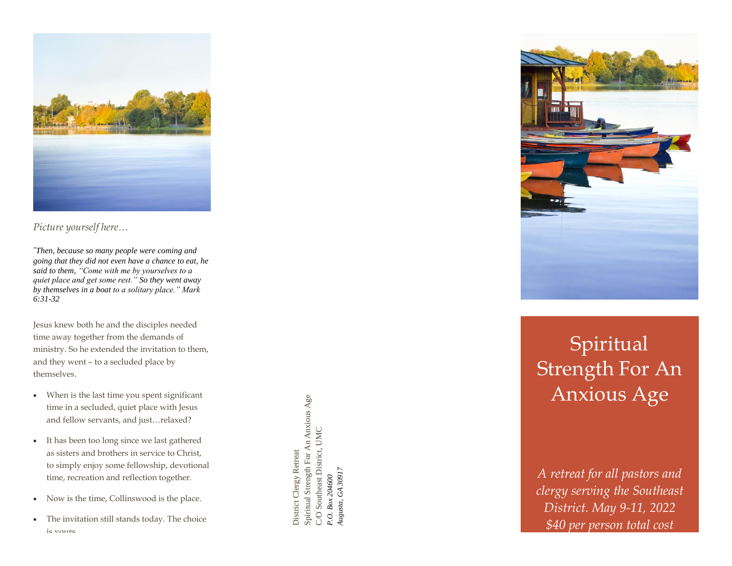*Picture yourself here…*

*"Then, because so many people were coming and going that they did not even have a chance to eat, he said to them, "Come with me by yourselves to a quiet place and get some rest." So they went away by themselves in a boat to a solitary place." Mark 6:31-32*

Jesus knew both he and the disciples needed time away together from the demands of ministry. So he extended the invitation to them, and they went – to a secluded place by themselves.

- When is the last time you spent significant time in a secluded, quiet place with Jesus and fellow servants, and just…relaxed?
- It has been too long since we last gathered as sisters and brothers in service to Christ, to simply enjoy some fellowship, devotional time, recreation and reflection together.
- Now is the time, Collinswood is the place.
- The invitation still stands today. The choice is yours.

District Clergy Retreat
Spiritual Strength For An Anxious Age
C/O Southeast District, UMC
*P.O. Box 204600*
*Augusta, GA 30917*

# Spiritual Strength For An Anxious Age

*A retreat for all pastors and clergy serving the Southeast District. May 9-11, 2022 $40 per person total cost*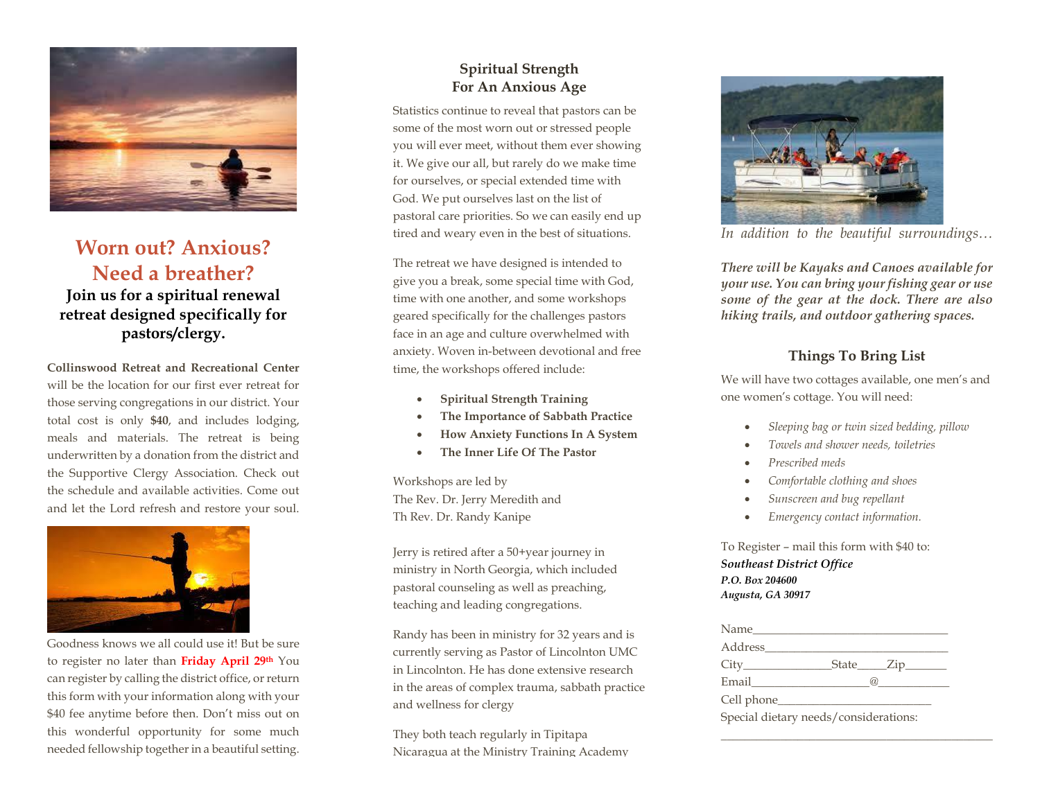## Worn out? Anxious? Need a breather?

**Join us for a spiritual renewal retreat designed specifically for pastors/clergy.**

**Collinswood Retreat and Recreational Center** will be the location for our first ever retreat for those serving congregations in our district. Your total cost is only **$40**, and includes lodging, meals and materials. The retreat is being underwritten by a donation from the district and the Supportive Clergy Association. Check out the schedule and available activities. Come out and let the Lord refresh and restore your soul.

Goodness knows we all could use it! But be sure to register no later than **Friday April 29th** You can register by calling the district office, or return this form with your information along with your $40 fee anytime before then. Don't miss out on this wonderful opportunity for some much needed fellowship together in a beautiful setting.

## Spiritual Strength For An Anxious Age

Statistics continue to reveal that pastors can be some of the most worn out or stressed people you will ever meet, without them ever showing it. We give our all, but rarely do we make time for ourselves, or special extended time with God. We put ourselves last on the list of pastoral care priorities. So we can easily end up tired and weary even in the best of situations.

The retreat we have designed is intended to give you a break, some special time with God, time with one another, and some workshops geared specifically for the challenges pastors face in an age and culture overwhelmed with anxiety. Woven in-between devotional and free time, the workshops offered include:

- **Spiritual Strength Training**
- **The Importance of Sabbath Practice**
- **How Anxiety Functions In A System**
- **The Inner Life Of The Pastor**

Workshops are led by
The Rev. Dr. Jerry Meredith and
Th Rev. Dr. Randy Kanipe

Jerry is retired after a 50+year journey in ministry in North Georgia, which included pastoral counseling as well as preaching, teaching and leading congregations.

Randy has been in ministry for 32 years and is currently serving as Pastor of Lincolnton UMC in Lincolnton. He has done extensive research in the areas of complex trauma, sabbath practice and wellness for clergy

They both teach regularly in Tipitapa Nicaragua at the Ministry Training Academy

*In addition to the beautiful surroundings…*

***There will be Kayaks and Canoes available for your use. You can bring your fishing gear or use some of the gear at the dock. There are also hiking trails, and outdoor gathering spaces.***

## Things To Bring List

We will have two cottages available, one men's and one women's cottage. You will need:

- *Sleeping bag or twin sized bedding, pillow*
- *Towels and shower needs, toiletries*
- *Prescribed meds*
- *Comfortable clothing and shoes*
- *Sunscreen and bug repellant*
- *Emergency contact information.*

To Register – mail this form with $40 to:
***Southeast District Office***
***P.O. Box 204600***
***Augusta, GA 30917***

Name________________________________
Address______________________________
City______________State_____Zip_______
Email___________________@___________
Cell phone__________________________
Special dietary needs/considerations:
_____________________________________________